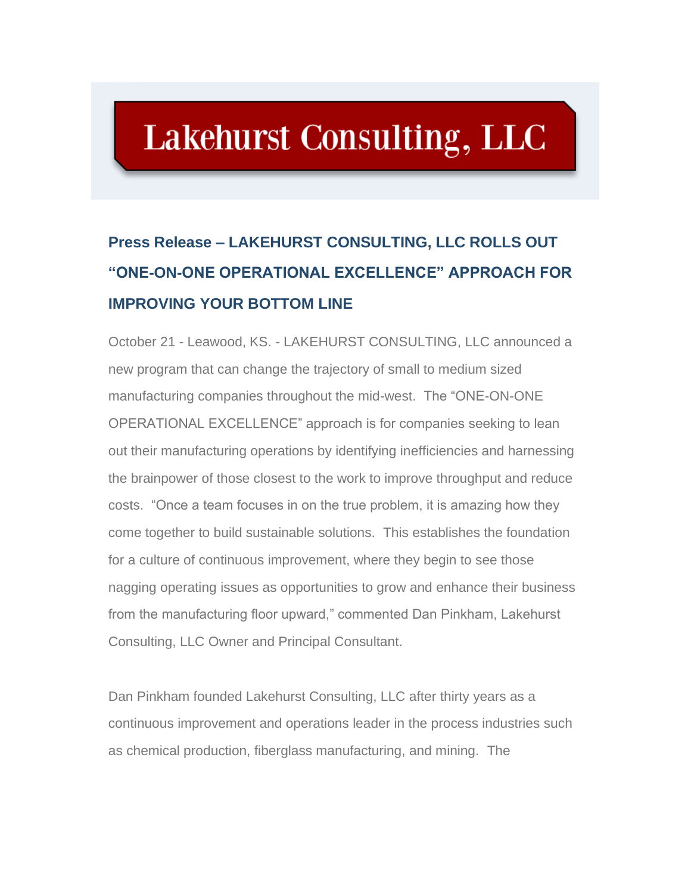# Lakehurst Consulting, LLC

## Press Release – LAKEHURST CONSULTING, LLC ROLLS OUT "ONE-ON-ONE OPERATIONAL EXCELLENCE" APPROACH FOR IMPROVING YOUR BOTTOM LINE

October 21 - Leawood, KS. - LAKEHURST CONSULTING, LLC announced a new program that can change the trajectory of small to medium sized manufacturing companies throughout the mid-west. The "ONE-ON-ONE OPERATIONAL EXCELLENCE" approach is for companies seeking to lean out their manufacturing operations by identifying inefficiencies and harnessing the brainpower of those closest to the work to improve throughput and reduce costs. "Once a team focuses in on the true problem, it is amazing how they come together to build sustainable solutions. This establishes the foundation for a culture of continuous improvement, where they begin to see those nagging operating issues as opportunities to grow and enhance their business from the manufacturing floor upward," commented Dan Pinkham, Lakehurst Consulting, LLC Owner and Principal Consultant.

Dan Pinkham founded Lakehurst Consulting, LLC after thirty years as a continuous improvement and operations leader in the process industries such as chemical production, fiberglass manufacturing, and mining. The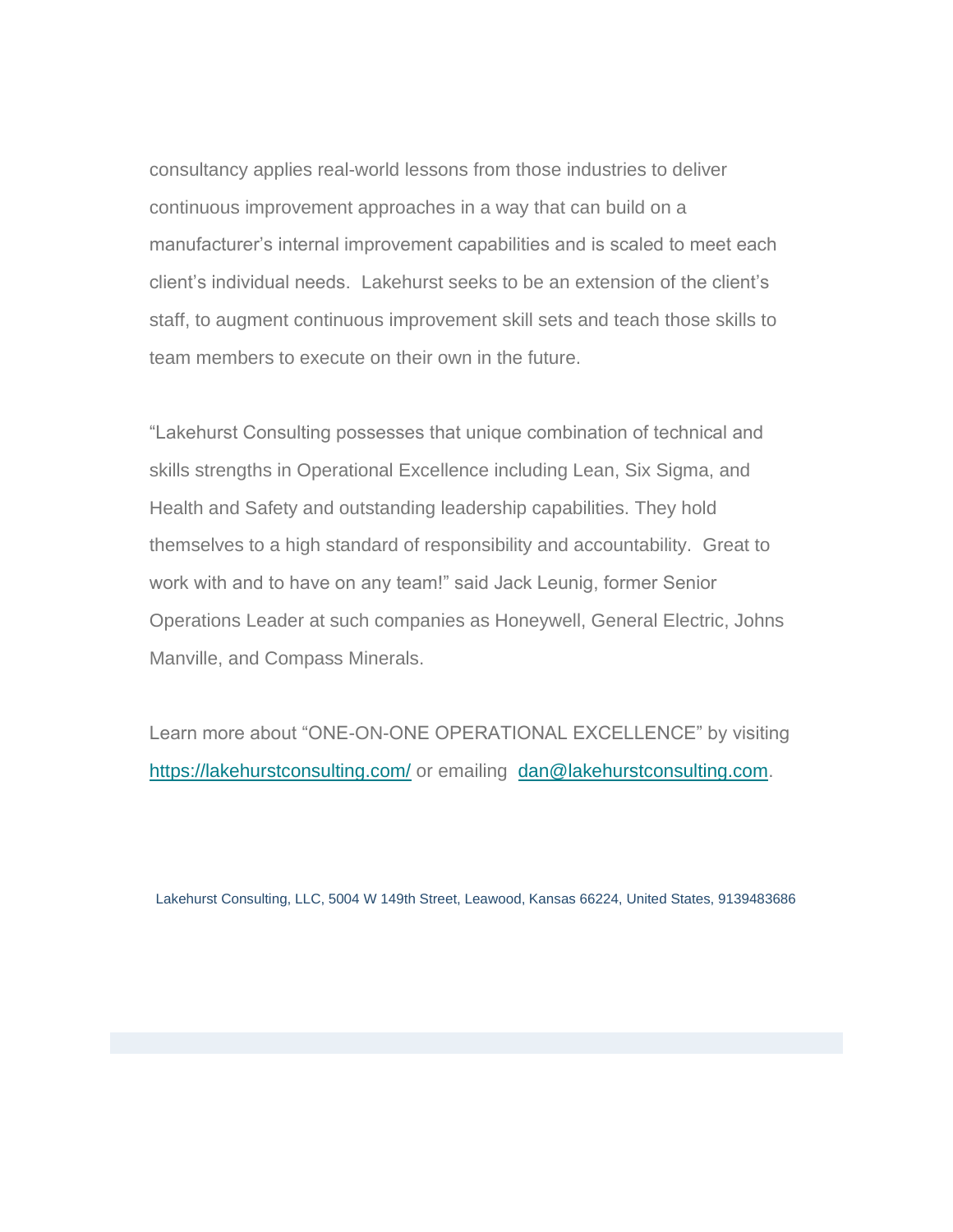consultancy applies real-world lessons from those industries to deliver continuous improvement approaches in a way that can build on a manufacturer's internal improvement capabilities and is scaled to meet each client's individual needs. Lakehurst seeks to be an extension of the client's staff, to augment continuous improvement skill sets and teach those skills to team members to execute on their own in the future.

"Lakehurst Consulting possesses that unique combination of technical and skills strengths in Operational Excellence including Lean, Six Sigma, and Health and Safety and outstanding leadership capabilities. They hold themselves to a high standard of responsibility and accountability. Great to work with and to have on any team!" said Jack Leunig, former Senior Operations Leader at such companies as Honeywell, General Electric, Johns Manville, and Compass Minerals.

Learn more about "ONE-ON-ONE OPERATIONAL EXCELLENCE" by visiting [https://lakehurstconsulting.com/](https://lakehurstconsulting.com/) or emailing [dan@lakehurstconsulting.com](mailto:dan@lakehurstconsulting.com).

Lakehurst Consulting, LLC, 5004 W 149th Street, Leawood, Kansas 66224, United States, 9139483686